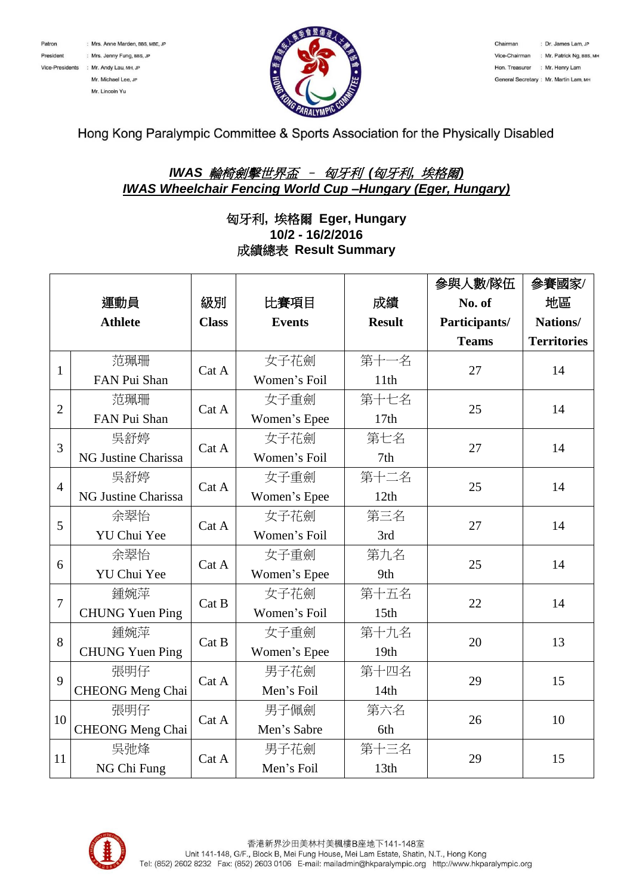Patron : Mrs. Anne Marden, BBS, MBE, JP
President : Mrs. Jenny Fung, BBS, JP
Vice-Presidents : Mr. Andy Lau, MH, JP
Mr. Michael Lee, JP
Mr. Lincoln Yu

Chairman : Dr. James Lam, JP
Vice-Chairman : Mr. Patrick Ng, BBS, MH
Hon. Treasurer : Mr. Henry Lam
General Secretary : Mr. Martin Lam, MH

Hong Kong Paralympic Committee & Sports Association for the Physically Disabled

## ***IWAS 輪椅劍擊世界盃 – 匈牙利 (匈牙利, 埃格爾)***
## ***IWAS Wheelchair Fencing World Cup –Hungary (Eger, Hungary)***

**匈牙利, 埃格爾 Eger, Hungary**
**10/2 - 16/2/2016**
**成績總表 Result Summary**

| | 運動員 Athlete | 級別 Class | 比賽項目 Events | 成績 Result | 參與人數/隊伍 No. of Participants/ Teams | 參賽國家/地區 Nations/ Territories |
|---|---|---|---|---|---|---|
| 1 | 范珮珊 FAN Pui Shan | Cat A | 女子花劍 Women's Foil | 第十一名 11th | 27 | 14 |
| 2 | 范珮珊 FAN Pui Shan | Cat A | 女子重劍 Women's Epee | 第十七名 17th | 25 | 14 |
| 3 | 吳舒婷 NG Justine Charissa | Cat A | 女子花劍 Women's Foil | 第七名 7th | 27 | 14 |
| 4 | 吳舒婷 NG Justine Charissa | Cat A | 女子重劍 Women's Epee | 第十二名 12th | 25 | 14 |
| 5 | 余翠怡 YU Chui Yee | Cat A | 女子花劍 Women's Foil | 第三名 3rd | 27 | 14 |
| 6 | 余翠怡 YU Chui Yee | Cat A | 女子重劍 Women's Epee | 第九名 9th | 25 | 14 |
| 7 | 鍾婉萍 CHUNG Yuen Ping | Cat B | 女子花劍 Women's Foil | 第十五名 15th | 22 | 14 |
| 8 | 鍾婉萍 CHUNG Yuen Ping | Cat B | 女子重劍 Women's Epee | 第十九名 19th | 20 | 13 |
| 9 | 張明仔 CHEONG Meng Chai | Cat A | 男子花劍 Men's Foil | 第十四名 14th | 29 | 15 |
| 10 | 張明仔 CHEONG Meng Chai | Cat A | 男子佩劍 Men's Sabre | 第六名 6th | 26 | 10 |
| 11 | 吳弛烽 NG Chi Fung | Cat A | 男子花劍 Men's Foil | 第十三名 13th | 29 | 15 |

香港新界沙田美林村美楓樓B座地下141-148室
Unit 141-148, G/F., Block B, Mei Fung House, Mei Lam Estate, Shatin, N.T., Hong Kong
Tel: (852) 2602 8232 Fax: (852) 2603 0106 E-mail: mailadmin@hkparalympic.org http://www.hkparalympic.org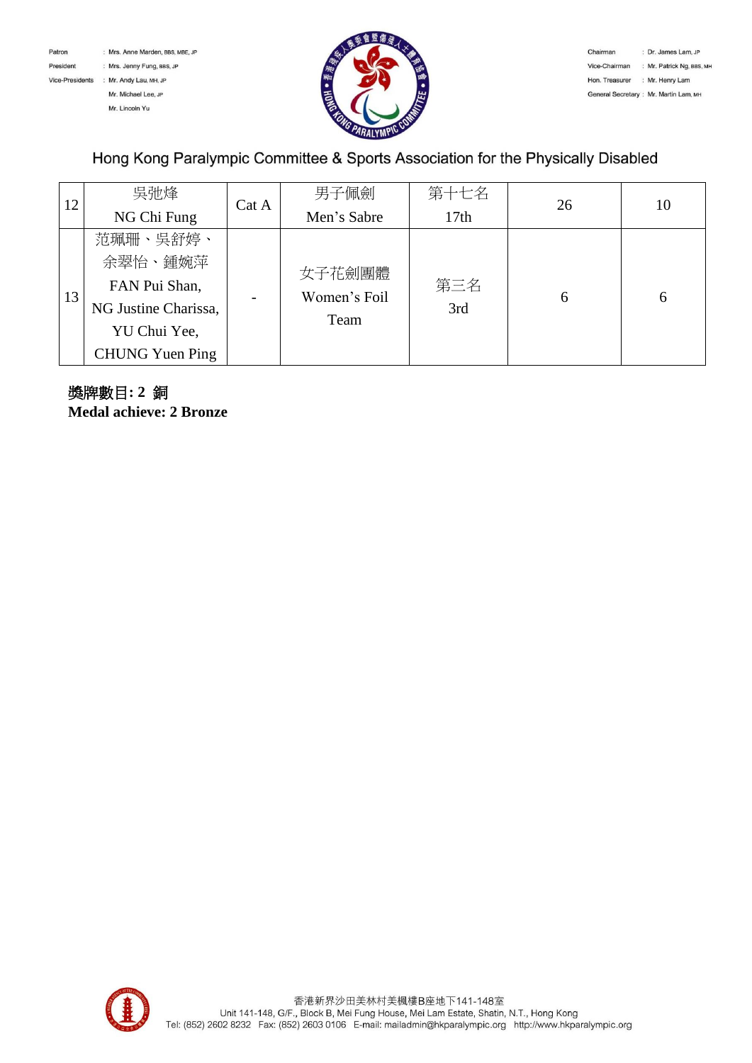Hong Kong Paralympic Committee & Sports Association for the Physically Disabled

| | | | | | | |
|---|---|---|---|---|---|---|
| 12 | 吳弛烽<br>NG Chi Fung | Cat A | 男子佩劍<br>Men's Sabre | 第十七名<br>17th | 26 | 10 |
| 13 | 范珮珊、吳舒婷、余翠怡、鍾婉萍<br>FAN Pui Shan, NG Justine Charissa, YU Chui Yee, CHUNG Yuen Ping | - | 女子花劍團體<br>Women's Foil Team | 第三名<br>3rd | 6 | 6 |

**獎牌數目: 2 銅**
**Medal achieve: 2 Bronze**